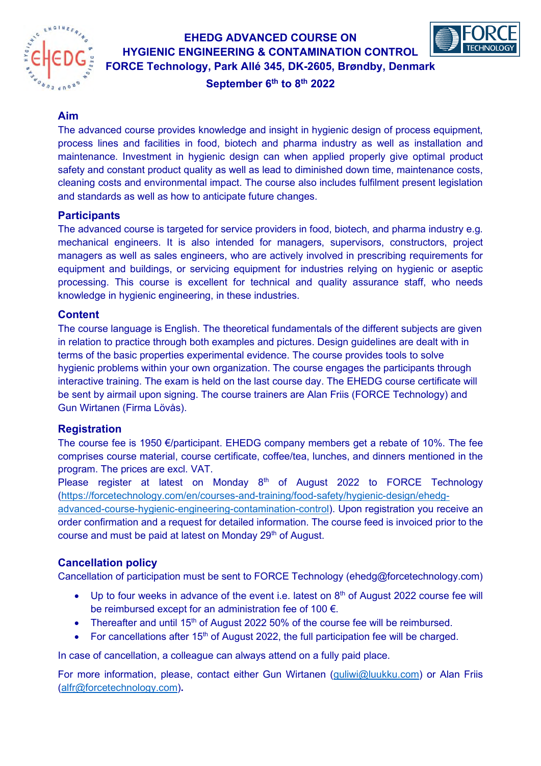# EHEDG ADVANCED COURSE ON HYGIENIC ENGINEERING & CONTAMINATION CONTROL

**FORCE Technology, Park Allé 345, DK-2605, Brøndby, Denmark**

**September 6th to 8th 2022**

## Aim

The advanced course provides knowledge and insight in hygienic design of process equipment, process lines and facilities in food, biotech and pharma industry as well as installation and maintenance. Investment in hygienic design can when applied properly give optimal product safety and constant product quality as well as lead to diminished down time, maintenance costs, cleaning costs and environmental impact. The course also includes fulfilment present legislation and standards as well as how to anticipate future changes.

## Participants

The advanced course is targeted for service providers in food, biotech, and pharma industry e.g. mechanical engineers. It is also intended for managers, supervisors, constructors, project managers as well as sales engineers, who are actively involved in prescribing requirements for equipment and buildings, or servicing equipment for industries relying on hygienic or aseptic processing. This course is excellent for technical and quality assurance staff, who needs knowledge in hygienic engineering, in these industries.

## Content

The course language is English. The theoretical fundamentals of the different subjects are given in relation to practice through both examples and pictures. Design guidelines are dealt with in terms of the basic properties experimental evidence. The course provides tools to solve hygienic problems within your own organization. The course engages the participants through interactive training. The exam is held on the last course day. The EHEDG course certificate will be sent by airmail upon signing. The course trainers are Alan Friis (FORCE Technology) and Gun Wirtanen (Firma Lövås).

## Registration

The course fee is 1950 €/participant. EHEDG company members get a rebate of 10%. The fee comprises course material, course certificate, coffee/tea, lunches, and dinners mentioned in the program. The prices are excl. VAT.

Please register at latest on Monday 8th of August 2022 to FORCE Technology (https://forcetechnology.com/en/courses-and-training/food-safety/hygienic-design/ehedg-advanced-course-hygienic-engineering-contamination-control). Upon registration you receive an order confirmation and a request for detailed information. The course feed is invoiced prior to the course and must be paid at latest on Monday 29th of August.

## Cancellation policy

Cancellation of participation must be sent to FORCE Technology (ehedg@forcetechnology.com)

- Up to four weeks in advance of the event i.e. latest on 8th of August 2022 course fee will be reimbursed except for an administration fee of 100 €.
- Thereafter and until 15th of August 2022 50% of the course fee will be reimbursed.
- For cancellations after 15th of August 2022, the full participation fee will be charged.

In case of cancellation, a colleague can always attend on a fully paid place.

For more information, please, contact either Gun Wirtanen (guliwi@luukku.com) or Alan Friis (alfr@forcetechnology.com).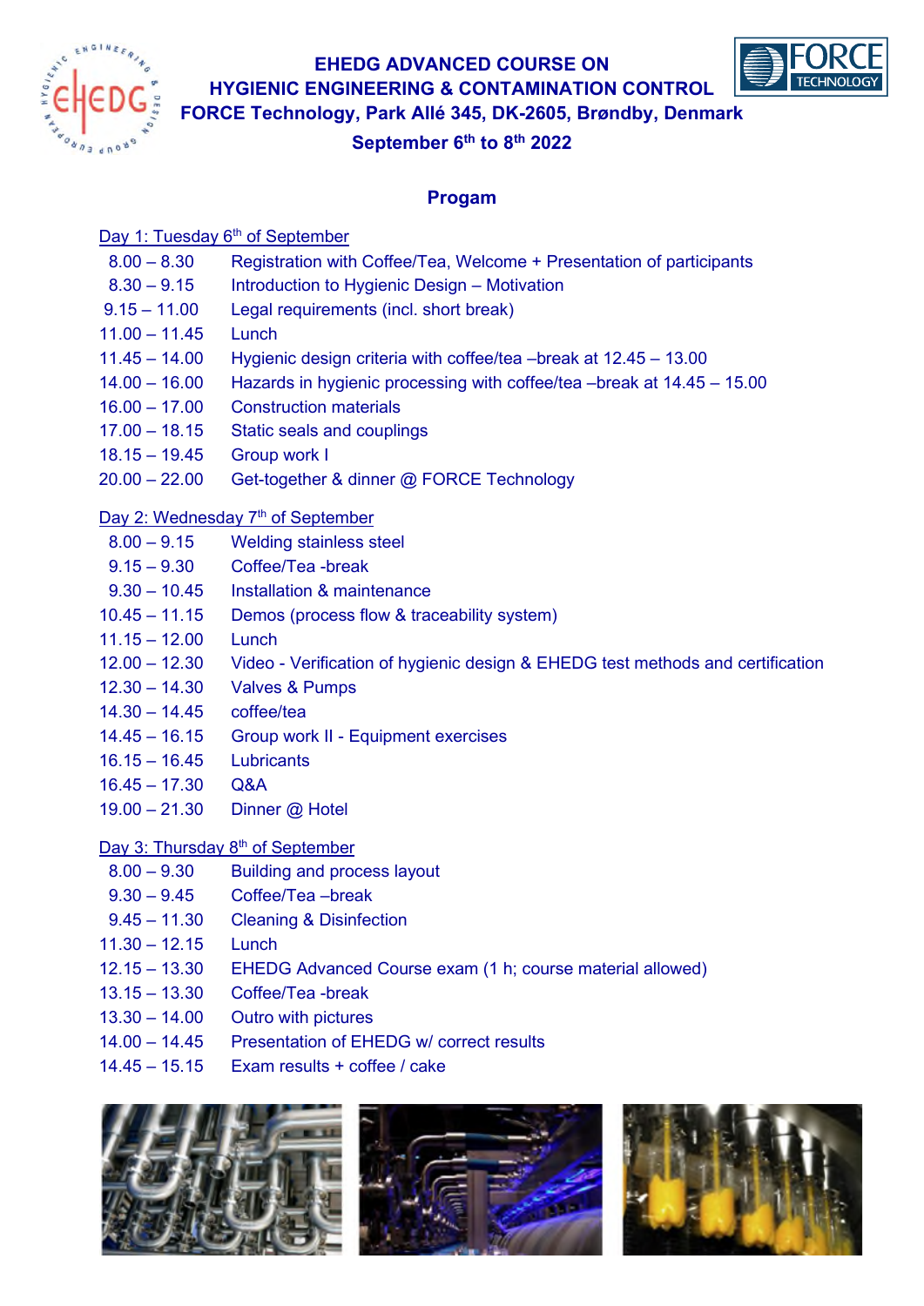# EHEDG ADVANCED COURSE ON
# HYGIENIC ENGINEERING & CONTAMINATION CONTROL
## FORCE Technology, Park Allé 345, DK-2605, Brøndby, Denmark
## September 6th to 8th 2022

## Progam

### Day 1: Tuesday 6th of September

| | |
|---|---|
| 8.00 – 8.30 | Registration with Coffee/Tea, Welcome + Presentation of participants |
| 8.30 – 9.15 | Introduction to Hygienic Design – Motivation |
| 9.15 – 11.00 | Legal requirements (incl. short break) |
| 11.00 – 11.45 | Lunch |
| 11.45 – 14.00 | Hygienic design criteria with coffee/tea –break at 12.45 – 13.00 |
| 14.00 – 16.00 | Hazards in hygienic processing with coffee/tea –break at 14.45 – 15.00 |
| 16.00 – 17.00 | Construction materials |
| 17.00 – 18.15 | Static seals and couplings |
| 18.15 – 19.45 | Group work I |
| 20.00 – 22.00 | Get-together & dinner @ FORCE Technology |

### Day 2: Wednesday 7th of September

| | |
|---|---|
| 8.00 – 9.15 | Welding stainless steel |
| 9.15 – 9.30 | Coffee/Tea -break |
| 9.30 – 10.45 | Installation & maintenance |
| 10.45 – 11.15 | Demos (process flow & traceability system) |
| 11.15 – 12.00 | Lunch |
| 12.00 – 12.30 | Video - Verification of hygienic design & EHEDG test methods and certification |
| 12.30 – 14.30 | Valves & Pumps |
| 14.30 – 14.45 | coffee/tea |
| 14.45 – 16.15 | Group work II - Equipment exercises |
| 16.15 – 16.45 | Lubricants |
| 16.45 – 17.30 | Q&A |
| 19.00 – 21.30 | Dinner @ Hotel |

### Day 3: Thursday 8th of September

| | |
|---|---|
| 8.00 – 9.30 | Building and process layout |
| 9.30 – 9.45 | Coffee/Tea –break |
| 9.45 – 11.30 | Cleaning & Disinfection |
| 11.30 – 12.15 | Lunch |
| 12.15 – 13.30 | EHEDG Advanced Course exam (1 h; course material allowed) |
| 13.15 – 13.30 | Coffee/Tea -break |
| 13.30 – 14.00 | Outro with pictures |
| 14.00 – 14.45 | Presentation of EHEDG w/ correct results |
| 14.45 – 15.15 | Exam results + coffee / cake |